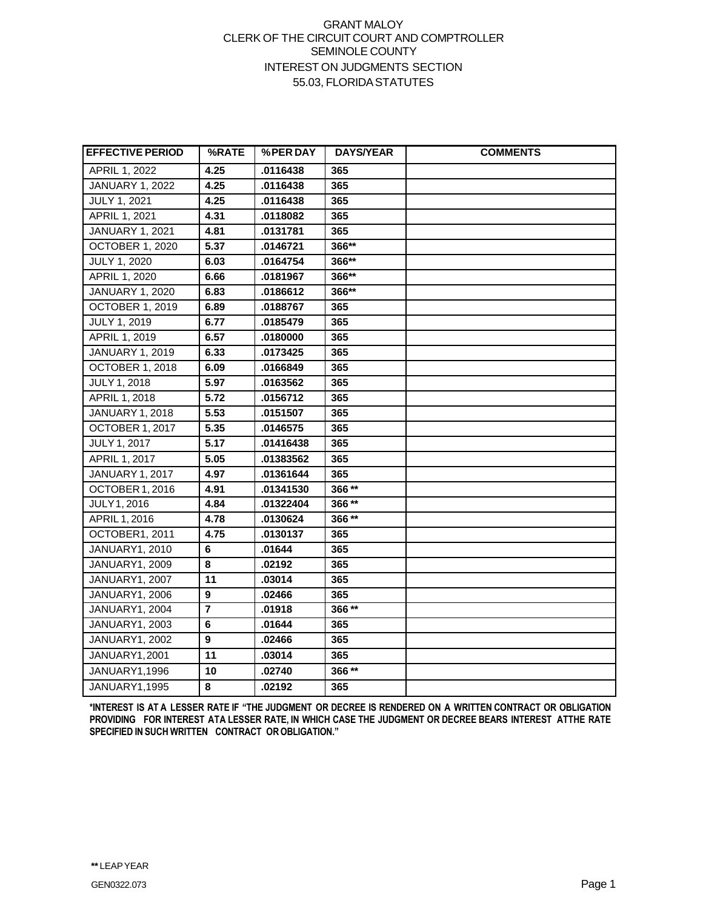GRANT MALOY
CLERK OF THE CIRCUIT COURT AND COMPTROLLER
SEMINOLE COUNTY
INTEREST ON JUDGMENTS SECTION
55.03, FLORIDA STATUTES

| EFFECTIVE PERIOD | %RATE | %PER DAY | DAYS/YEAR | COMMENTS |
|---|---|---|---|---|
| APRIL 1, 2022 | **4.25** | **.0116438** | **365** | |
| JANUARY 1, 2022 | **4.25** | **.0116438** | **365** | |
| JULY 1, 2021 | **4.25** | **.0116438** | **365** | |
| APRIL 1, 2021 | **4.31** | **.0118082** | **365** | |
| JANUARY 1, 2021 | **4.81** | **.0131781** | **365** | |
| OCTOBER 1, 2020 | **5.37** | **.0146721** | **366\*\*** | |
| JULY 1, 2020 | **6.03** | **.0164754** | **366\*\*** | |
| APRIL 1, 2020 | **6.66** | **.0181967** | **366\*\*** | |
| JANUARY 1, 2020 | **6.83** | **.0186612** | **366\*\*** | |
| OCTOBER 1, 2019 | **6.89** | **.0188767** | **365** | |
| JULY 1, 2019 | **6.77** | **.0185479** | **365** | |
| APRIL 1, 2019 | **6.57** | **.0180000** | **365** | |
| JANUARY 1, 2019 | **6.33** | **.0173425** | **365** | |
| OCTOBER 1, 2018 | **6.09** | **.0166849** | **365** | |
| JULY 1, 2018 | **5.97** | **.0163562** | **365** | |
| APRIL 1, 2018 | **5.72** | **.0156712** | **365** | |
| JANUARY 1, 2018 | **5.53** | **.0151507** | **365** | |
| OCTOBER 1, 2017 | **5.35** | **.0146575** | **365** | |
| JULY 1, 2017 | **5.17** | **.01416438** | **365** | |
| APRIL 1, 2017 | **5.05** | **.01383562** | **365** | |
| JANUARY 1, 2017 | **4.97** | **.01361644** | **365** | |
| OCTOBER 1, 2016 | **4.91** | **.01341530** | **366 \*\*** | |
| JULY 1, 2016 | **4.84** | **.01322404** | **366 \*\*** | |
| APRIL 1, 2016 | **4.78** | **.0130624** | **366 \*\*** | |
| OCTOBER1, 2011 | **4.75** | **.0130137** | **365** | |
| JANUARY1, 2010 | **6** | **.01644** | **365** | |
| JANUARY1, 2009 | **8** | **.02192** | **365** | |
| JANUARY1, 2007 | **11** | **.03014** | **365** | |
| JANUARY1, 2006 | **9** | **.02466** | **365** | |
| JANUARY1, 2004 | **7** | **.01918** | **366 \*\*** | |
| JANUARY1, 2003 | **6** | **.01644** | **365** | |
| JANUARY1, 2002 | **9** | **.02466** | **365** | |
| JANUARY1, 2001 | **11** | **.03014** | **365** | |
| JANUARY1,1996 | **10** | **.02740** | **366 \*\*** | |
| JANUARY1,1995 | **8** | **.02192** | **365** | |

**\*INTEREST IS AT A LESSER RATE IF "THE JUDGMENT OR DECREE IS RENDERED ON A WRITTEN CONTRACT OR OBLIGATION PROVIDING FOR INTEREST AT A LESSER RATE, IN WHICH CASE THE JUDGMENT OR DECREE BEARS INTEREST AT THE RATE SPECIFIED IN SUCH WRITTEN CONTRACT OR OBLIGATION."**

**\*\*** LEAP YEAR

GEN0322.073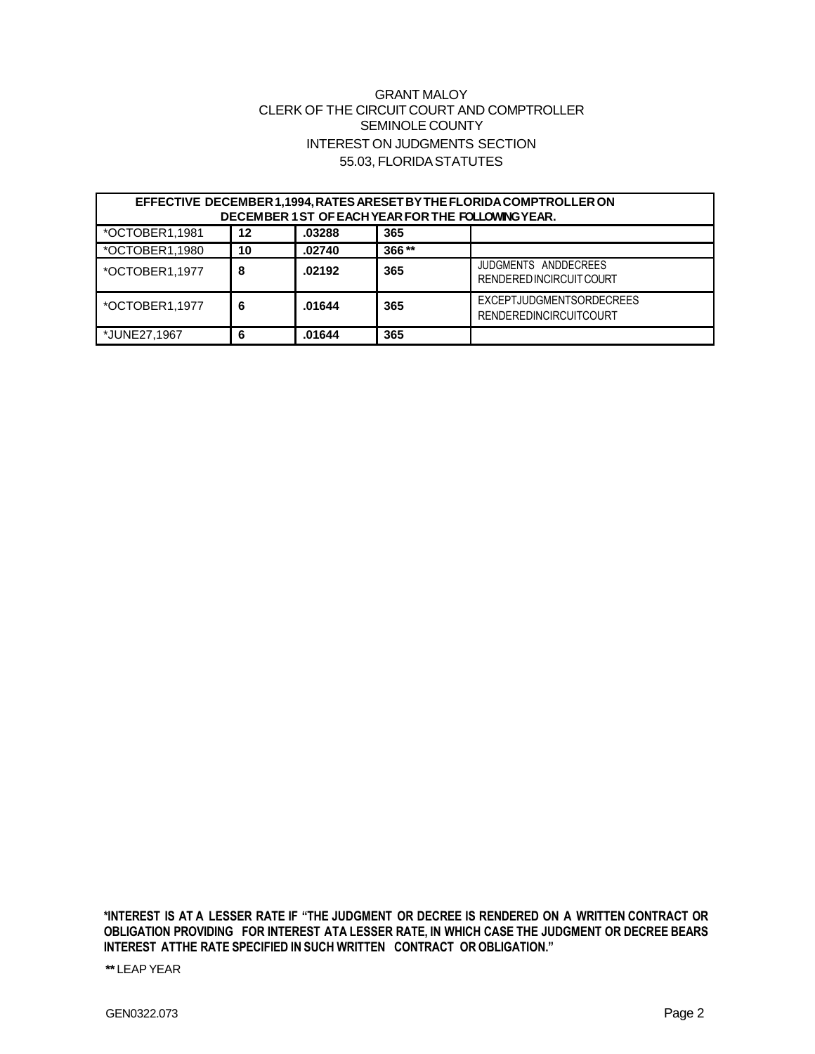GRANT MALOY
CLERK OF THE CIRCUIT COURT AND COMPTROLLER
SEMINOLE COUNTY
INTEREST ON JUDGMENTS SECTION
55.03, FLORIDA STATUTES

| EFFECTIVE DECEMBER 1,1994, RATES ARE SET BY THE FLORIDA COMPTROLLER ON DECEMBER 1ST OF EACH YEAR FOR THE FOLLOWING YEAR. | | | | |
|---|---|---|---|---|
| *OCTOBER1,1981 | 12 | .03288 | 365 | |
| *OCTOBER1,1980 | 10 | .02740 | 366 ** | |
| *OCTOBER1,1977 | 8 | .02192 | 365 | JUDGMENTS AND DECREES RENDERED IN CIRCUIT COURT |
| *OCTOBER1,1977 | 6 | .01644 | 365 | EXCEPT JUDGMENTS OR DECREES RENDERED IN CIRCUIT COURT |
| *JUNE27,1967 | 6 | .01644 | 365 | |

**\*INTEREST IS AT A LESSER RATE IF "THE JUDGMENT OR DECREE IS RENDERED ON A WRITTEN CONTRACT OR OBLIGATION PROVIDING FOR INTEREST AT A LESSER RATE, IN WHICH CASE THE JUDGMENT OR DECREE BEARS INTEREST AT THE RATE SPECIFIED IN SUCH WRITTEN CONTRACT OR OBLIGATION."**

** LEAP YEAR

GEN0322.073